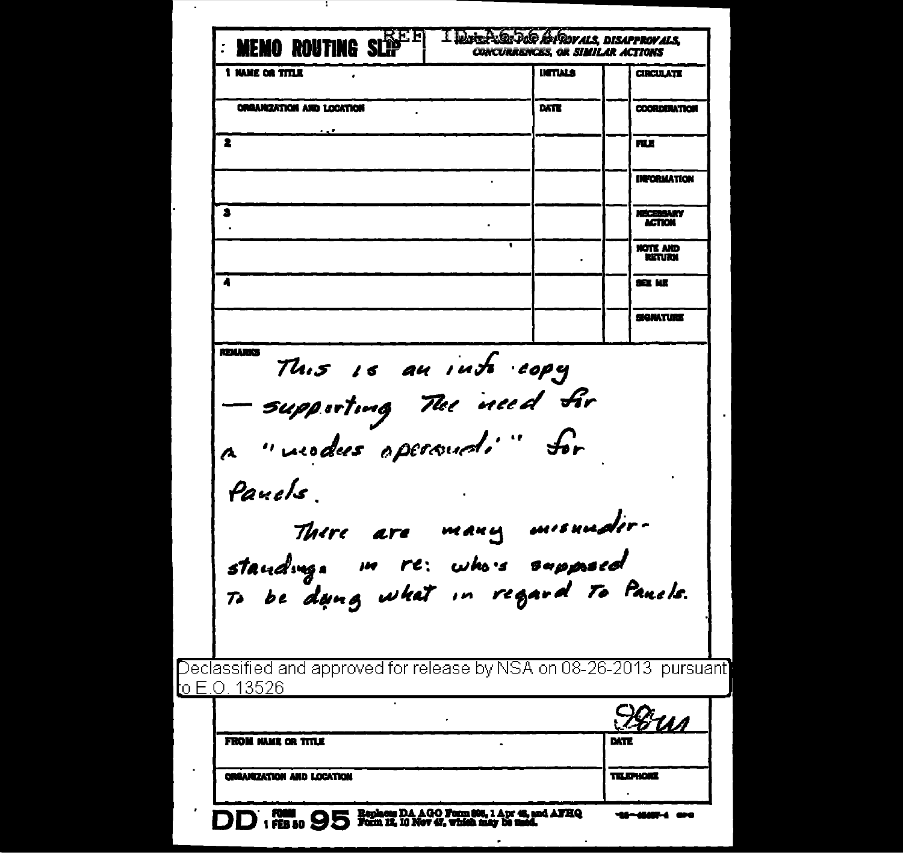REF ID:A65646

# MEMO ROUTING SLIP

NEVER USE FOR APPROVALS, DISAPPROVALS, CONCURRENCES, OR SIMILAR ACTIONS

| 1 NAME OR TITLE | INITIALS | | CIRCULATE |
|---|---|---|---|
| ORGANIZATION AND LOCATION | DATE | | COORDINATION |
| 2 | | | FILE |
| | | | INFORMATION |
| 3 | | | NECESSARY ACTION |
| | | | NOTE AND RETURN |
| 4 | | | SEE ME |
| | | | SIGNATURE |

REMARKS

This is an info copy — supporting the need for a "modus operandi" for Panels.

There are many misunderstandings in re: who's supposed to be doing what in regard to Panels.

Declassified and approved for release by NSA on 08-26-2013 pursuant to E.O. 13526

| FROM NAME OR TITLE | DATE |
|---|---|
| ORGANIZATION AND LOCATION | TELEPHONE |

DD FORM 1 FEB 50 95 Replaces DA AGO Form 895, 1 Apr 48, and AFHQ Form 12, 10 Nov 47, which may be used.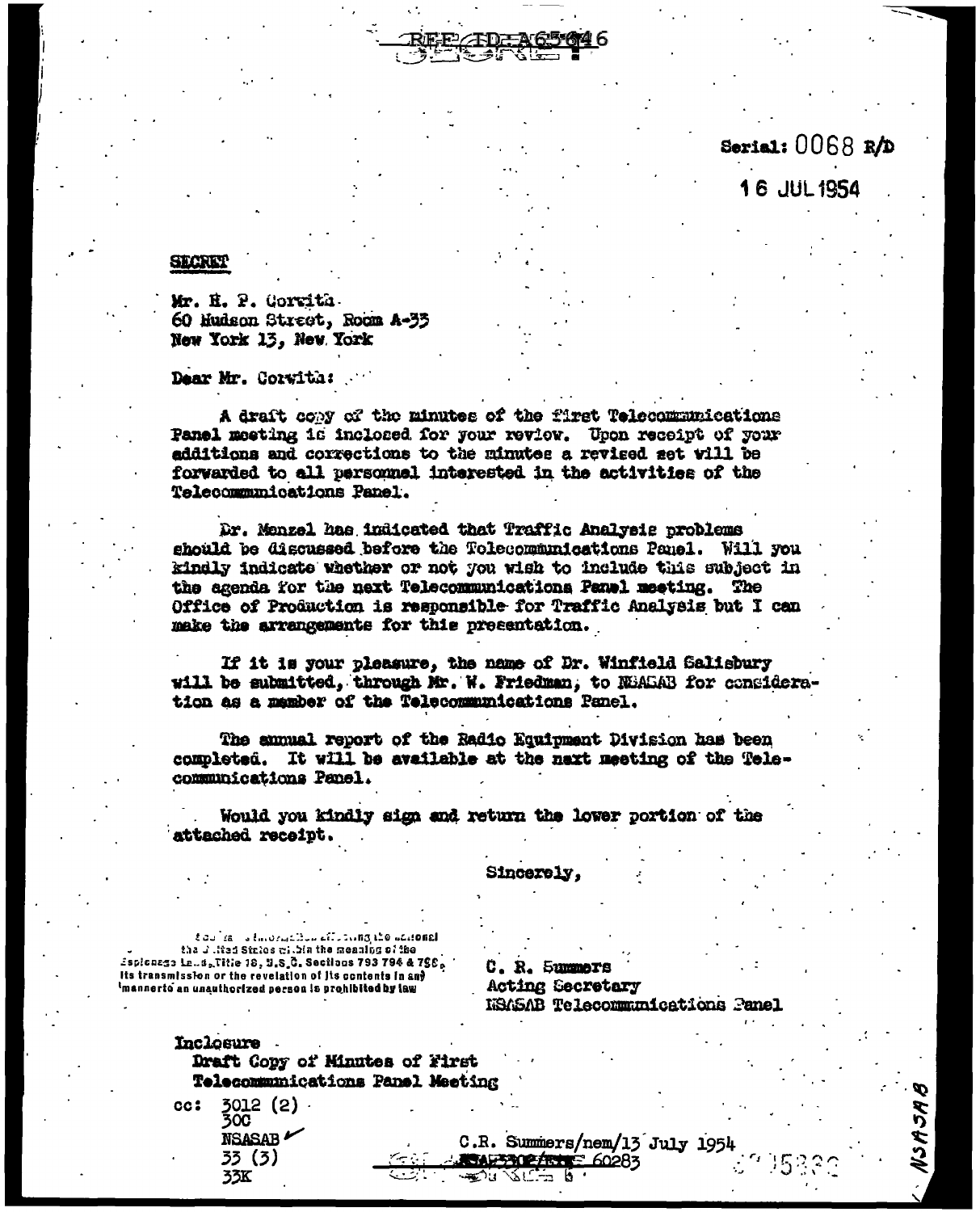REF ID:A65646

Serial: 0068 R/D

16 JUL 1954

**SECRET**

Mr. H. P. Corwith
60 Hudson Street, Room A-33
New York 13, New York

Dear Mr. Corwith:

A draft copy of the minutes of the first Telecommunications Panel meeting is inclosed for your review. Upon receipt of your additions and corrections to the minutes a revised set will be forwarded to all personnel interested in the activities of the Telecommunications Panel.

Dr. Menzel has indicated that Traffic Analysis problems should be discussed before the Telecommunications Panel. Will you kindly indicate whether or not you wish to include this subject in the agenda for the next Telecommunications Panel meeting. The Office of Production is responsible for Traffic Analysis but I can make the arrangements for this presentation.

If it is your pleasure, the name of Dr. Winfield Salisbury will be submitted, through Mr. W. Friedman, to NSASAB for consideration as a member of the Telecommunications Panel.

The annual report of the Radio Equipment Division has been completed. It will be available at the next meeting of the Telecommunications Panel.

Would you kindly sign and return the lower portion of the attached receipt.

Sincerely,

C. R. Summers
Acting Secretary
NSASAB Telecommunications Panel

This document contains information affecting the national defense of the United States within the meaning of the Espionage Laws, Title 18, U.S.C. Sections 793 794 & 798. Its transmission or the revelation of its contents in any manner to an unauthorized person is prohibited by law

Inclosure
Draft Copy of Minutes of First Telecommunications Panel Meeting

cc: 3012 (2)
30C
NSASAB ✓
33 (3)
33K

C.R. Summers/nem/13 July 1954
NSA-33 60283

NSASAB